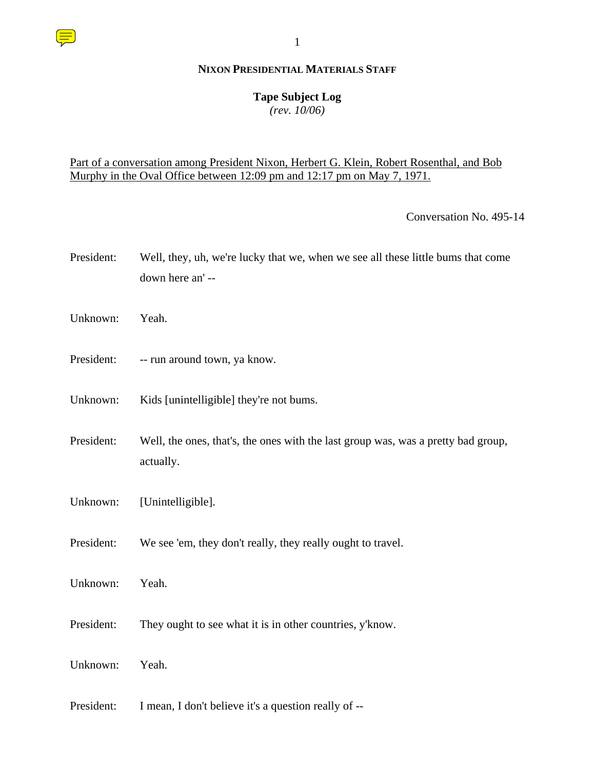**NIXON PRESIDENTIAL MATERIALS STAFF**

**Tape Subject Log**
*(rev. 10/06)*

Part of a conversation among President Nixon, Herbert G. Klein, Robert Rosenthal, and Bob Murphy in the Oval Office between 12:09 pm and 12:17 pm on May 7, 1971.

Conversation No. 495-14

President: Well, they, uh, we're lucky that we, when we see all these little bums that come down here an' --

Unknown: Yeah.

President: -- run around town, ya know.

Unknown: Kids [unintelligible] they're not bums.

President: Well, the ones, that's, the ones with the last group was, was a pretty bad group, actually.

Unknown: [Unintelligible].

President: We see 'em, they don't really, they really ought to travel.

Unknown: Yeah.

President: They ought to see what it is in other countries, y'know.

Unknown: Yeah.

President: I mean, I don't believe it's a question really of --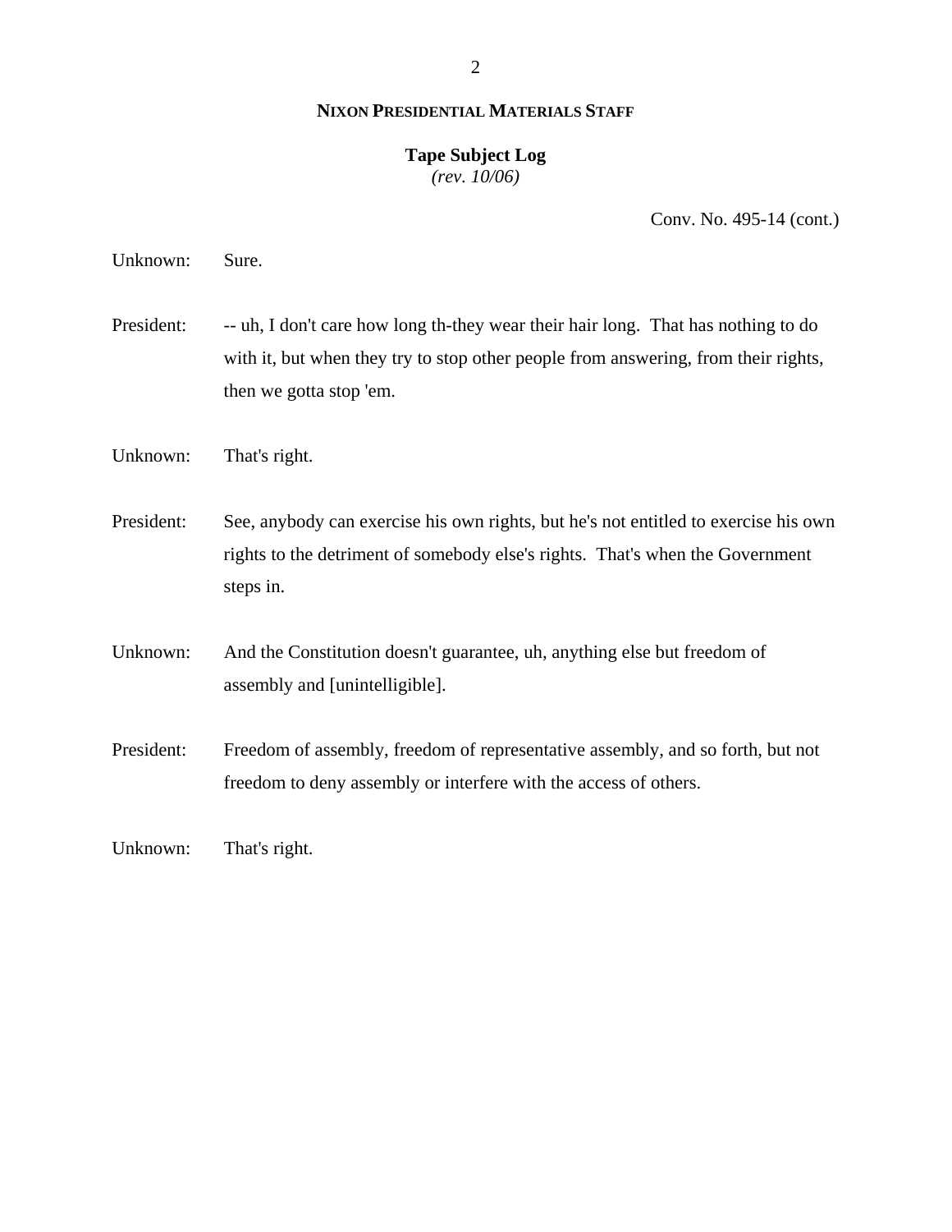**NIXON PRESIDENTIAL MATERIALS STAFF**

**Tape Subject Log**
*(rev. 10/06)*

Conv. No. 495-14 (cont.)

Unknown: Sure.

President: -- uh, I don't care how long th-they wear their hair long. That has nothing to do with it, but when they try to stop other people from answering, from their rights, then we gotta stop 'em.

Unknown: That's right.

President: See, anybody can exercise his own rights, but he's not entitled to exercise his own rights to the detriment of somebody else's rights. That's when the Government steps in.

Unknown: And the Constitution doesn't guarantee, uh, anything else but freedom of assembly and [unintelligible].

President: Freedom of assembly, freedom of representative assembly, and so forth, but not freedom to deny assembly or interfere with the access of others.

Unknown: That's right.